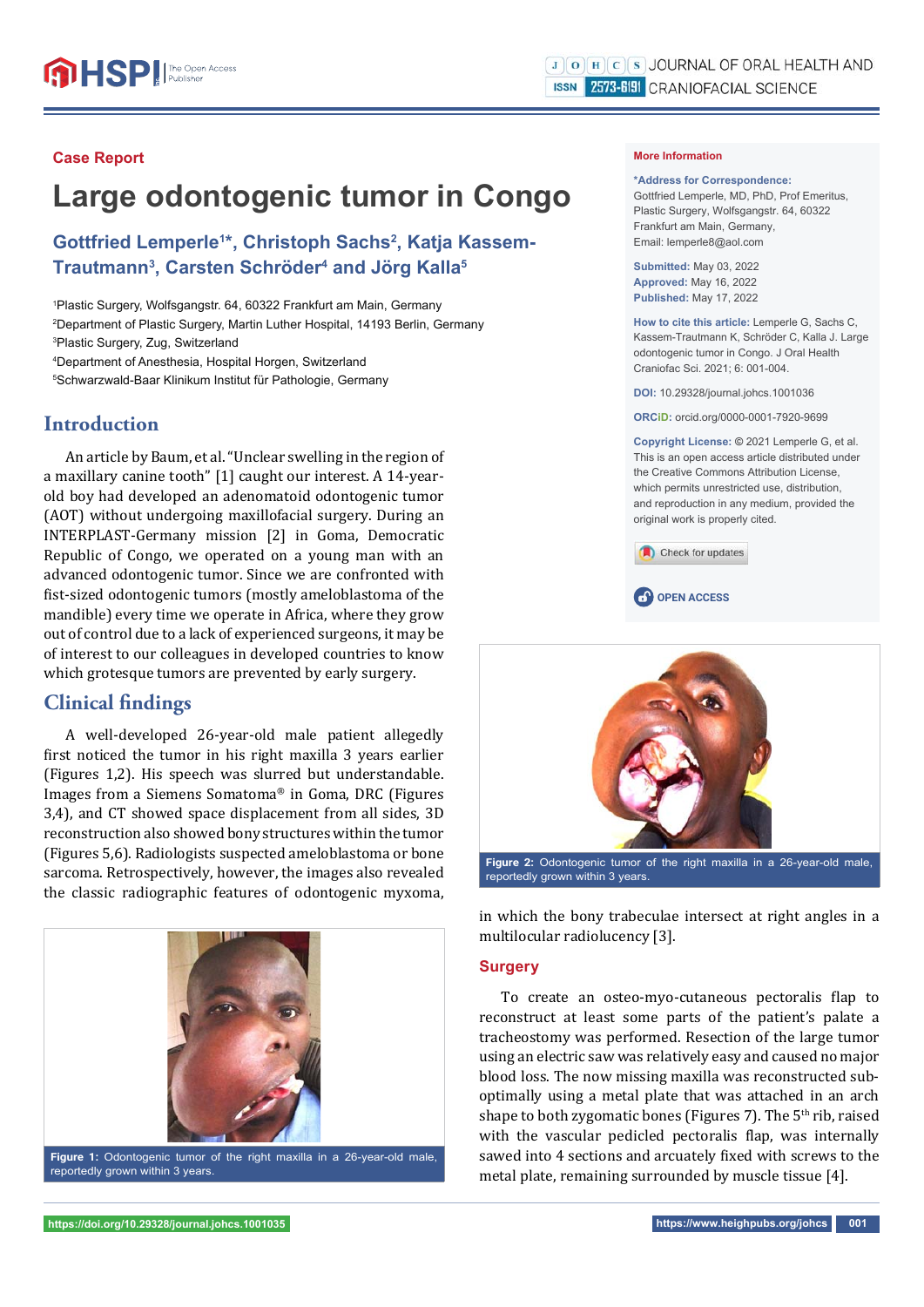Case Report

# Large odontogenic tumor in Congo

## Gottfried Lemperle[1]*, Christoph Sachs[2], Katja Kassem-Trautmann[3], Carsten Schröder[4] and Jörg Kalla[5]

[1]Plastic Surgery, Wolfsgangstr. 64, 60322 Frankfurt am Main, Germany
[2]Department of Plastic Surgery, Martin Luther Hospital, 14193 Berlin, Germany
[3]Plastic Surgery, Zug, Switzerland
[4]Department of Anesthesia, Hospital Horgen, Switzerland
[5]Schwarzwald-Baar Klinikum Institut für Pathologie, Germany

**More Information**

**\*Address for Correspondence:** Gottfried Lemperle, MD, PhD, Prof Emeritus, Plastic Surgery, Wolfsgangstr. 64, 60322 Frankfurt am Main, Germany, Email: lemperle8@aol.com

**Submitted:** May 03, 2022
**Approved:** May 16, 2022
**Published:** May 17, 2022

**How to cite this article:** Lemperle G, Sachs C, Kassem-Trautmann K, Schröder C, Kalla J. Large odontogenic tumor in Congo. J Oral Health Craniofac Sci. 2021; 6: 001-004.

**DOI:** 10.29328/journal.johcs.1001036

**ORCiD:** orcid.org/0000-0001-7920-9699

**Copyright License:** © 2021 Lemperle G, et al. This is an open access article distributed under the Creative Commons Attribution License, which permits unrestricted use, distribution, and reproduction in any medium, provided the original work is properly cited.

Check for updates

OPEN ACCESS

## Introduction

An article by Baum, et al. "Unclear swelling in the region of a maxillary canine tooth" [1] caught our interest. A 14-year-old boy had developed an adenomatoid odontogenic tumor (AOT) without undergoing maxillofacial surgery. During an INTERPLAST-Germany mission [2] in Goma, Democratic Republic of Congo, we operated on a young man with an advanced odontogenic tumor. Since we are confronted with fist-sized odontogenic tumors (mostly ameloblastoma of the mandible) every time we operate in Africa, where they grow out of control due to a lack of experienced surgeons, it may be of interest to our colleagues in developed countries to know which grotesque tumors are prevented by early surgery.

## Clinical findings

A well-developed 26-year-old male patient allegedly first noticed the tumor in his right maxilla 3 years earlier (Figures 1,2). His speech was slurred but understandable. Images from a Siemens Somatoma® in Goma, DRC (Figures 3,4), and CT showed space displacement from all sides, 3D reconstruction also showed bony structures within the tumor (Figures 5,6). Radiologists suspected ameloblastoma or bone sarcoma. Retrospectively, however, the images also revealed the classic radiographic features of odontogenic myxoma, in which the bony trabeculae intersect at right angles in a multilocular radiolucency [3].

**Figure 1:** Odontogenic tumor of the right maxilla in a 26-year-old male, reportedly grown within 3 years.

**Figure 2:** Odontogenic tumor of the right maxilla in a 26-year-old male, reportedly grown within 3 years.

## Surgery

To create an osteo-myo-cutaneous pectoralis flap to reconstruct at least some parts of the patient's palate a tracheostomy was performed. Resection of the large tumor using an electric saw was relatively easy and caused no major blood loss. The now missing maxilla was reconstructed sub-optimally using a metal plate that was attached in an arch shape to both zygomatic bones (Figures 7). The 5th rib, raised with the vascular pedicled pectoralis flap, was internally sawed into 4 sections and arcuately fixed with screws to the metal plate, remaining surrounded by muscle tissue [4].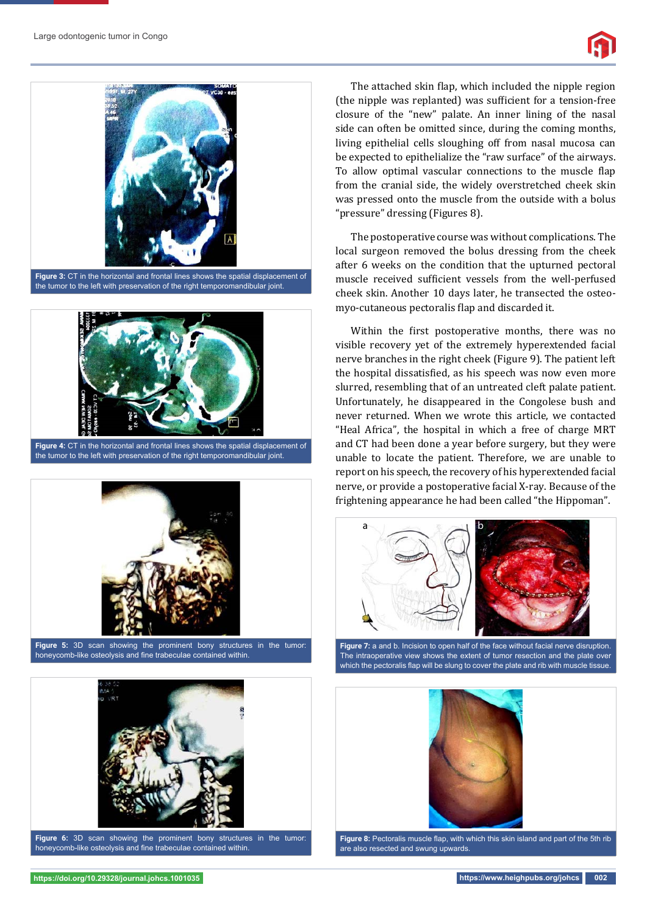Figure 3: CT in the horizontal and frontal lines shows the spatial displacement of the tumor to the left with preservation of the right temporomandibular joint.

Figure 4: CT in the horizontal and frontal lines shows the spatial displacement of the tumor to the left with preservation of the right temporomandibular joint.

Figure 5: 3D scan showing the prominent bony structures in the tumor: honeycomb-like osteolysis and fine trabeculae contained within.

Figure 6: 3D scan showing the prominent bony structures in the tumor: honeycomb-like osteolysis and fine trabeculae contained within.

The attached skin flap, which included the nipple region (the nipple was replanted) was sufficient for a tension-free closure of the "new" palate. An inner lining of the nasal side can often be omitted since, during the coming months, living epithelial cells sloughing off from nasal mucosa can be expected to epithelialize the "raw surface" of the airways. To allow optimal vascular connections to the muscle flap from the cranial side, the widely overstretched cheek skin was pressed onto the muscle from the outside with a bolus "pressure" dressing (Figures 8).

The postoperative course was without complications. The local surgeon removed the bolus dressing from the cheek after 6 weeks on the condition that the upturned pectoral muscle received sufficient vessels from the well-perfused cheek skin. Another 10 days later, he transected the osteo-myo-cutaneous pectoralis flap and discarded it.

Within the first postoperative months, there was no visible recovery yet of the extremely hyperextended facial nerve branches in the right cheek (Figure 9). The patient left the hospital dissatisfied, as his speech was now even more slurred, resembling that of an untreated cleft palate patient. Unfortunately, he disappeared in the Congolese bush and never returned. When we wrote this article, we contacted "Heal Africa", the hospital in which a free of charge MRT and CT had been done a year before surgery, but they were unable to locate the patient. Therefore, we are unable to report on his speech, the recovery of his hyperextended facial nerve, or provide a postoperative facial X-ray. Because of the frightening appearance he had been called "the Hippoman".

Figure 7: a and b. Incision to open half of the face without facial nerve disruption. The intraoperative view shows the extent of tumor resection and the plate over which the pectoralis flap will be slung to cover the plate and rib with muscle tissue.

Figure 8: Pectoralis muscle flap, with which this skin island and part of the 5th rib are also resected and swung upwards.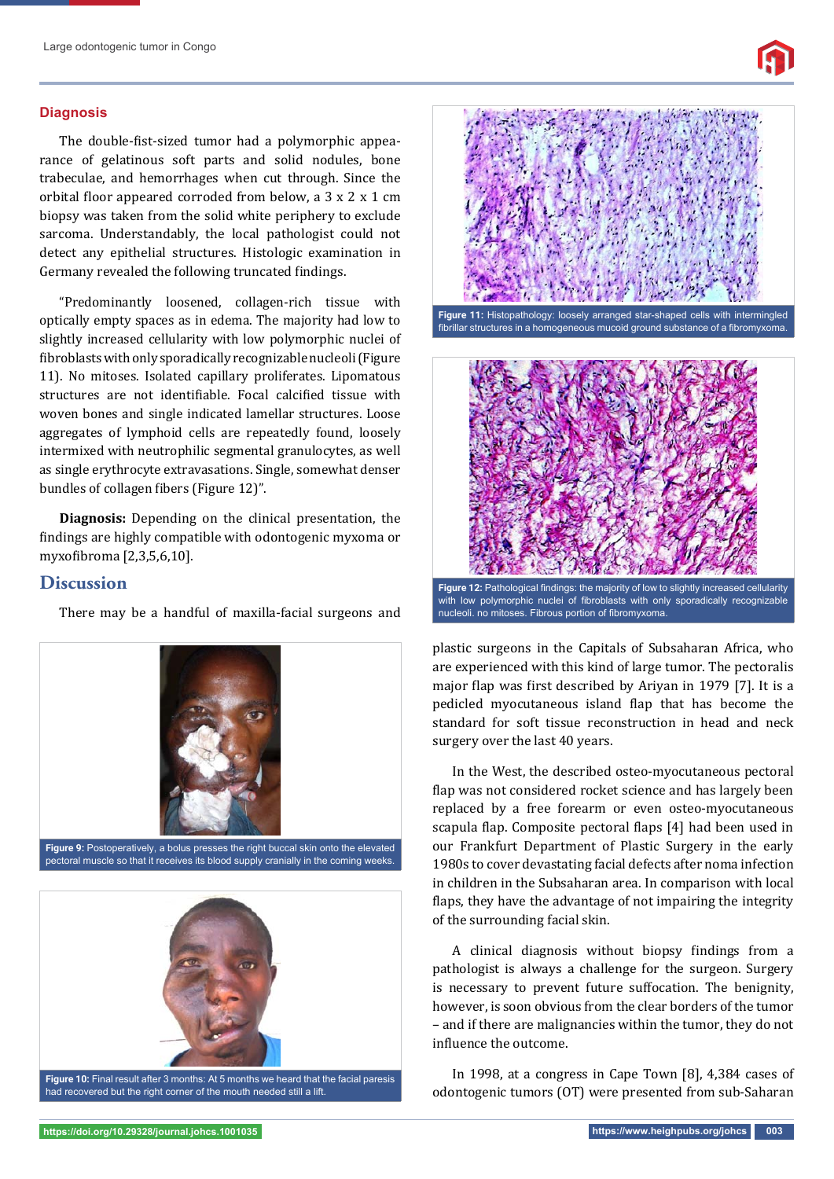## Diagnosis

The double-fist-sized tumor had a polymorphic appearance of gelatinous soft parts and solid nodules, bone trabeculae, and hemorrhages when cut through. Since the orbital floor appeared corroded from below, a 3 x 2 x 1 cm biopsy was taken from the solid white periphery to exclude sarcoma. Understandably, the local pathologist could not detect any epithelial structures. Histologic examination in Germany revealed the following truncated findings.

"Predominantly loosened, collagen-rich tissue with optically empty spaces as in edema. The majority had low to slightly increased cellularity with low polymorphic nuclei of fibroblasts with only sporadically recognizable nucleoli (Figure 11). No mitoses. Isolated capillary proliferates. Lipomatous structures are not identifiable. Focal calcified tissue with woven bones and single indicated lamellar structures. Loose aggregates of lymphoid cells are repeatedly found, loosely intermixed with neutrophilic segmental granulocytes, as well as single erythrocyte extravasations. Single, somewhat denser bundles of collagen fibers (Figure 12)".

**Diagnosis:** Depending on the clinical presentation, the findings are highly compatible with odontogenic myxoma or myxofibroma [2,3,5,6,10].

Figure 11: Histopathology: loosely arranged star-shaped cells with intermingled fibrillar structures in a homogeneous mucoid ground substance of a fibromyxoma.

Figure 12: Pathological findings: the majority of low to slightly increased cellularity with low polymorphic nuclei of fibroblasts with only sporadically recognizable nucleoli. no mitoses. Fibrous portion of fibromyxoma.

## Discussion

There may be a handful of maxilla-facial surgeons and plastic surgeons in the Capitals of Subsaharan Africa, who are experienced with this kind of large tumor. The pectoralis major flap was first described by Ariyan in 1979 [7]. It is a pedicled myocutaneous island flap that has become the standard for soft tissue reconstruction in head and neck surgery over the last 40 years.

Figure 9: Postoperatively, a bolus presses the right buccal skin onto the elevated pectoral muscle so that it receives its blood supply cranially in the coming weeks.

Figure 10: Final result after 3 months: At 5 months we heard that the facial paresis had recovered but the right corner of the mouth needed still a lift.

In the West, the described osteo-myocutaneous pectoral flap was not considered rocket science and has largely been replaced by a free forearm or even osteo-myocutaneous scapula flap. Composite pectoral flaps [4] had been used in our Frankfurt Department of Plastic Surgery in the early 1980s to cover devastating facial defects after noma infection in children in the Subsaharan area. In comparison with local flaps, they have the advantage of not impairing the integrity of the surrounding facial skin.

A clinical diagnosis without biopsy findings from a pathologist is always a challenge for the surgeon. Surgery is necessary to prevent future suffocation. The benignity, however, is soon obvious from the clear borders of the tumor – and if there are malignancies within the tumor, they do not influence the outcome.

In 1998, at a congress in Cape Town [8], 4,384 cases of odontogenic tumors (OT) were presented from sub-Saharan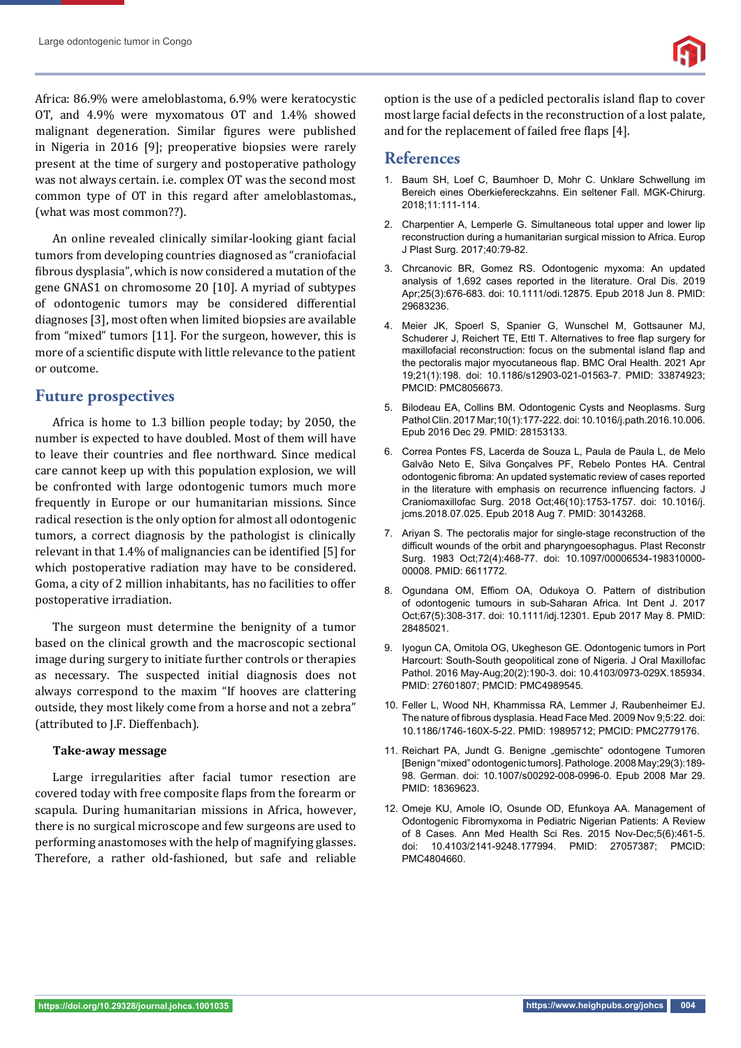Africa: 86.9% were ameloblastoma, 6.9% were keratocystic OT, and 4.9% were myxomatous OT and 1.4% showed malignant degeneration. Similar figures were published in Nigeria in 2016 [9]; preoperative biopsies were rarely present at the time of surgery and postoperative pathology was not always certain. i.e. complex OT was the second most common type of OT in this regard after ameloblastomas., (what was most common??).

An online revealed clinically similar-looking giant facial tumors from developing countries diagnosed as "craniofacial fibrous dysplasia", which is now considered a mutation of the gene GNAS1 on chromosome 20 [10]. A myriad of subtypes of odontogenic tumors may be considered differential diagnoses [3], most often when limited biopsies are available from "mixed" tumors [11]. For the surgeon, however, this is more of a scientific dispute with little relevance to the patient or outcome.

## Future prospectives

Africa is home to 1.3 billion people today; by 2050, the number is expected to have doubled. Most of them will have to leave their countries and flee northward. Since medical care cannot keep up with this population explosion, we will be confronted with large odontogenic tumors much more frequently in Europe or our humanitarian missions. Since radical resection is the only option for almost all odontogenic tumors, a correct diagnosis by the pathologist is clinically relevant in that 1.4% of malignancies can be identified [5] for which postoperative radiation may have to be considered. Goma, a city of 2 million inhabitants, has no facilities to offer postoperative irradiation.

The surgeon must determine the benignity of a tumor based on the clinical growth and the macroscopic sectional image during surgery to initiate further controls or therapies as necessary. The suspected initial diagnosis does not always correspond to the maxim "If hooves are clattering outside, they most likely come from a horse and not a zebra" (attributed to J.F. Dieffenbach).

**Take-away message**

Large irregularities after facial tumor resection are covered today with free composite flaps from the forearm or scapula. During humanitarian missions in Africa, however, there is no surgical microscope and few surgeons are used to performing anastomoses with the help of magnifying glasses. Therefore, a rather old-fashioned, but safe and reliable option is the use of a pedicled pectoralis island flap to cover most large facial defects in the reconstruction of a lost palate, and for the replacement of failed free flaps [4].

## References

1. Baum SH, Loef C, Baumhoer D, Mohr C. Unklare Schwellung im Bereich eines Oberkiefereckzahns. Ein seltener Fall. MGK-Chirurg. 2018;11:111-114.
2. Charpentier A, Lemperle G. Simultaneous total upper and lower lip reconstruction during a humanitarian surgical mission to Africa. Europ J Plast Surg. 2017;40:79-82.
3. Chrcanovic BR, Gomez RS. Odontogenic myxoma: An updated analysis of 1,692 cases reported in the literature. Oral Dis. 2019 Apr;25(3):676-683. doi: 10.1111/odi.12875. Epub 2018 Jun 8. PMID: 29683236.
4. Meier JK, Spoerl S, Spanier G, Wunschel M, Gottsauner MJ, Schuderer J, Reichert TE, Ettl T. Alternatives to free flap surgery for maxillofacial reconstruction: focus on the submental island flap and the pectoralis major myocutaneous flap. BMC Oral Health. 2021 Apr 19;21(1):198. doi: 10.1186/s12903-021-01563-7. PMID: 33874923; PMCID: PMC8056673.
5. Bilodeau EA, Collins BM. Odontogenic Cysts and Neoplasms. Surg Pathol Clin. 2017 Mar;10(1):177-222. doi: 10.1016/j.path.2016.10.006. Epub 2016 Dec 29. PMID: 28153133.
6. Correa Pontes FS, Lacerda de Souza L, Paula de Paula L, de Melo Galvão Neto E, Silva Gonçalves PF, Rebelo Pontes HA. Central odontogenic fibroma: An updated systematic review of cases reported in the literature with emphasis on recurrence influencing factors. J Craniomaxillofac Surg. 2018 Oct;46(10):1753-1757. doi: 10.1016/j.jcms.2018.07.025. Epub 2018 Aug 7. PMID: 30143268.
7. Ariyan S. The pectoralis major for single-stage reconstruction of the difficult wounds of the orbit and pharyngoesophagus. Plast Reconstr Surg. 1983 Oct;72(4):468-77. doi: 10.1097/00006534-198310000-00008. PMID: 6611772.
8. Ogundana OM, Effiom OA, Odukoya O. Pattern of distribution of odontogenic tumours in sub-Saharan Africa. Int Dent J. 2017 Oct;67(5):308-317. doi: 10.1111/idj.12301. Epub 2017 May 8. PMID: 28485021.
9. Iyogun CA, Omitola OG, Ukegheson GE. Odontogenic tumors in Port Harcourt: South-South geopolitical zone of Nigeria. J Oral Maxillofac Pathol. 2016 May-Aug;20(2):190-3. doi: 10.4103/0973-029X.185934. PMID: 27601807; PMCID: PMC4989545.
10. Feller L, Wood NH, Khammissa RA, Lemmer J, Raubenheimer EJ. The nature of fibrous dysplasia. Head Face Med. 2009 Nov 9;5:22. doi: 10.1186/1746-160X-5-22. PMID: 19895712; PMCID: PMC2779176.
11. Reichart PA, Jundt G. Benigne „gemischte" odontogene Tumoren [Benign "mixed" odontogenic tumors]. Pathologe. 2008 May;29(3):189-98. German. doi: 10.1007/s00292-008-0996-0. Epub 2008 Mar 29. PMID: 18369623.
12. Omeje KU, Amole IO, Osunde OD, Efunkoya AA. Management of Odontogenic Fibromyxoma in Pediatric Nigerian Patients: A Review of 8 Cases. Ann Med Health Sci Res. 2015 Nov-Dec;5(6):461-5. doi: 10.4103/2141-9248.177994. PMID: 27057387; PMCID: PMC4804660.